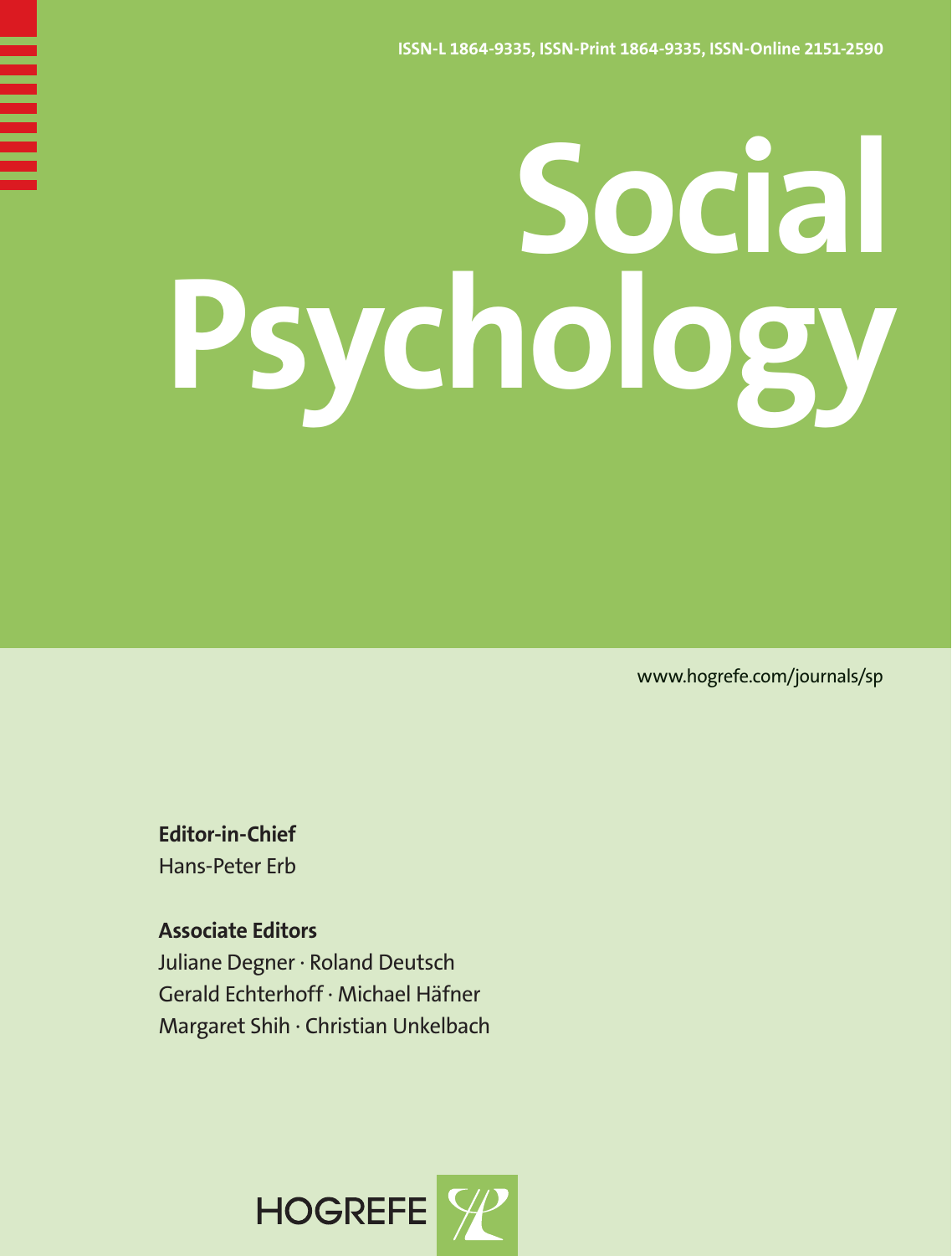ISSN-L 1864-9335, ISSN-Print 1864-9335, ISSN-Online 2151-2590

# Social Psychology

www.hogrefe.com/journals/sp

**Editor-in-Chief**
Hans-Peter Erb

**Associate Editors**
Juliane Degner · Roland Deutsch
Gerald Echterhoff · Michael Häfner
Margaret Shih · Christian Unkelbach

HOGREFE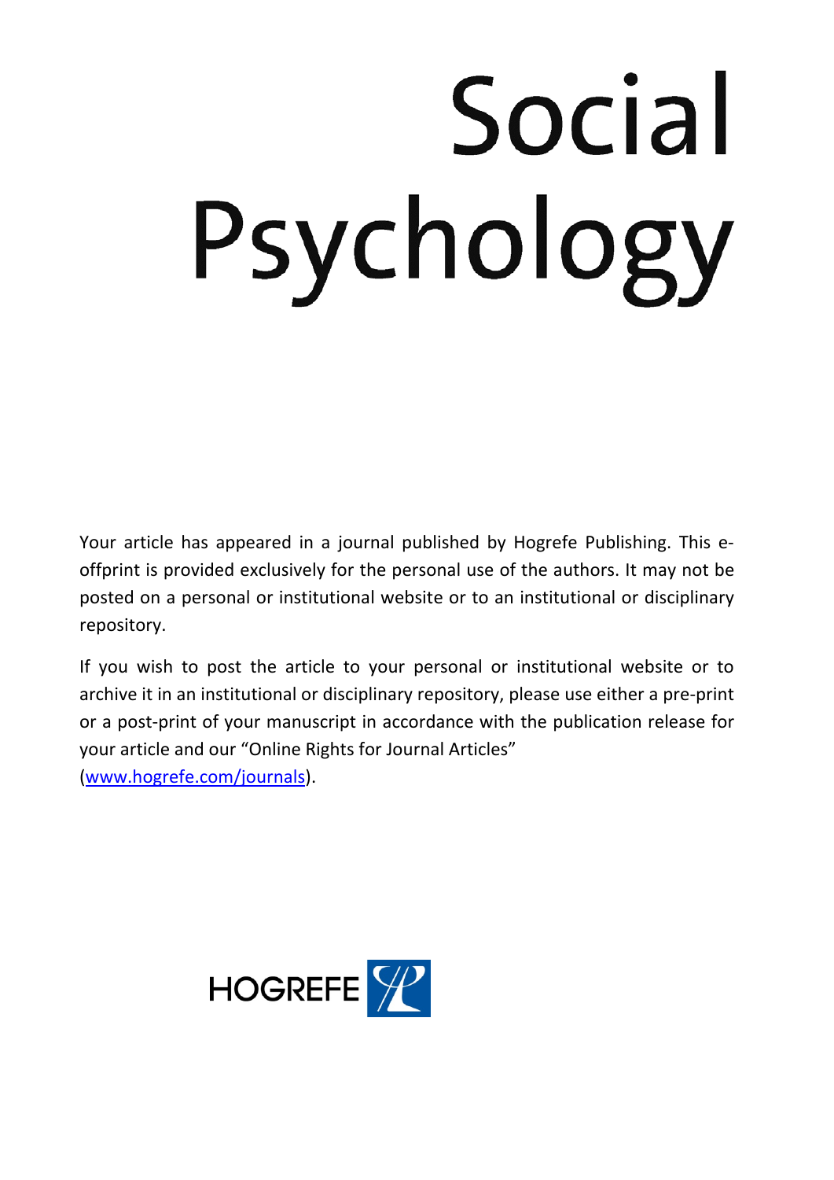# Social Psychology

Your article has appeared in a journal published by Hogrefe Publishing. This e-offprint is provided exclusively for the personal use of the authors. It may not be posted on a personal or institutional website or to an institutional or disciplinary repository.

If you wish to post the article to your personal or institutional website or to archive it in an institutional or disciplinary repository, please use either a pre-print or a post-print of your manuscript in accordance with the publication release for your article and our "Online Rights for Journal Articles" (www.hogrefe.com/journals).

HOGREFE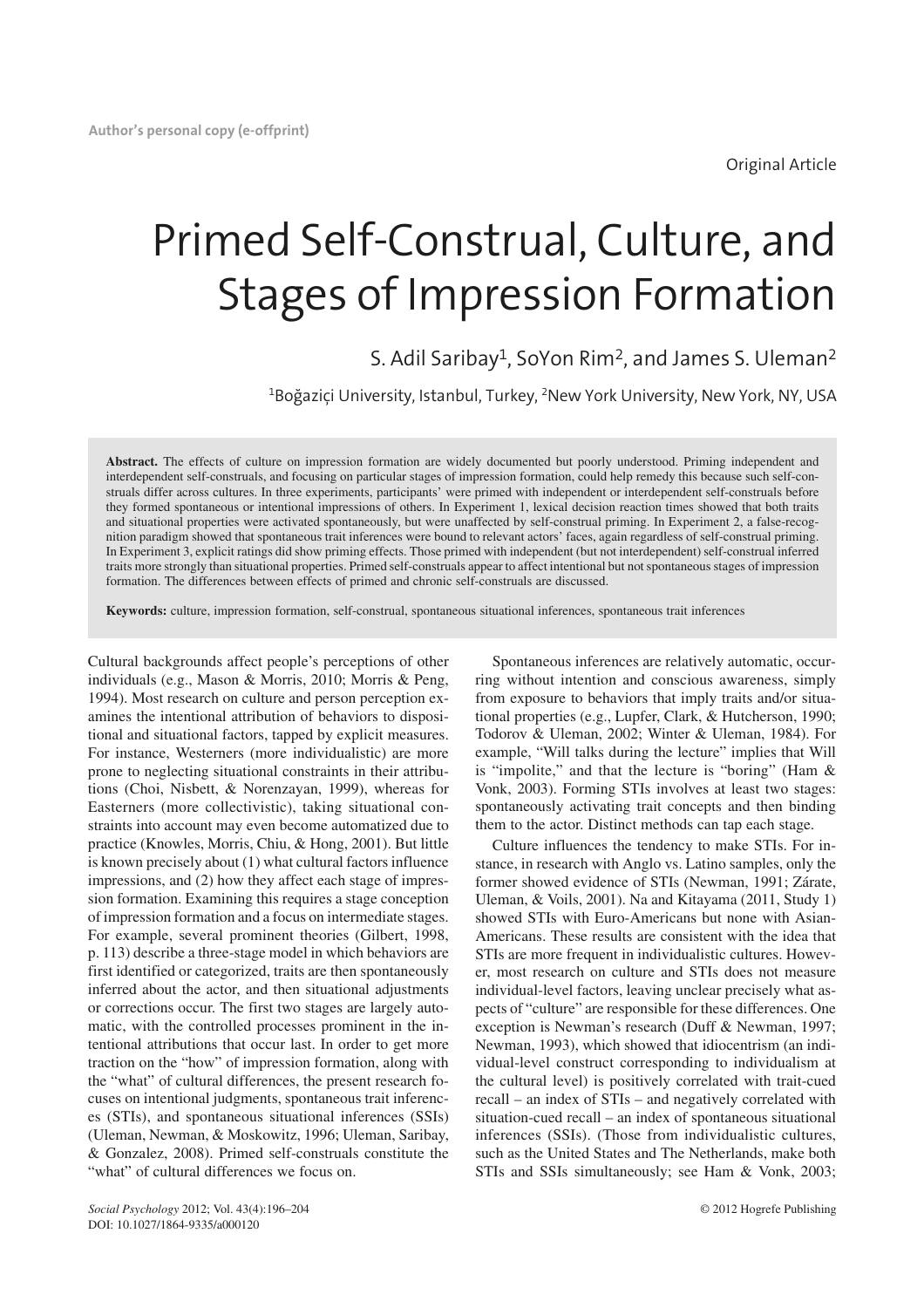Original Article

# Primed Self-Construal, Culture, and Stages of Impression Formation

S. Adil Saribay[1], SoYon Rim[2], and James S. Uleman[2]

[1]Boğaziçi University, Istanbul, Turkey, [2]New York University, New York, NY, USA

**Abstract.** The effects of culture on impression formation are widely documented but poorly understood. Priming independent and interdependent self-construals, and focusing on particular stages of impression formation, could help remedy this because such self-construals differ across cultures. In three experiments, participants' were primed with independent or interdependent self-construals before they formed spontaneous or intentional impressions of others. In Experiment 1, lexical decision reaction times showed that both traits and situational properties were activated spontaneously, but were unaffected by self-construal priming. In Experiment 2, a false-recognition paradigm showed that spontaneous trait inferences were bound to relevant actors' faces, again regardless of self-construal priming. In Experiment 3, explicit ratings did show priming effects. Those primed with independent (but not interdependent) self-construal inferred traits more strongly than situational properties. Primed self-construals appear to affect intentional but not spontaneous stages of impression formation. The differences between effects of primed and chronic self-construals are discussed.

**Keywords:** culture, impression formation, self-construal, spontaneous situational inferences, spontaneous trait inferences

Cultural backgrounds affect people's perceptions of other individuals (e.g., Mason & Morris, 2010; Morris & Peng, 1994). Most research on culture and person perception examines the intentional attribution of behaviors to dispositional and situational factors, tapped by explicit measures. For instance, Westerners (more individualistic) are more prone to neglecting situational constraints in their attributions (Choi, Nisbett, & Norenzayan, 1999), whereas for Easterners (more collectivistic), taking situational constraints into account may even become automatized due to practice (Knowles, Morris, Chiu, & Hong, 2001). But little is known precisely about (1) what cultural factors influence impressions, and (2) how they affect each stage of impression formation. Examining this requires a stage conception of impression formation and a focus on intermediate stages. For example, several prominent theories (Gilbert, 1998, p. 113) describe a three-stage model in which behaviors are first identified or categorized, traits are then spontaneously inferred about the actor, and then situational adjustments or corrections occur. The first two stages are largely automatic, with the controlled processes prominent in the intentional attributions that occur last. In order to get more traction on the "how" of impression formation, along with the "what" of cultural differences, the present research focuses on intentional judgments, spontaneous trait inferences (STIs), and spontaneous situational inferences (SSIs) (Uleman, Newman, & Moskowitz, 1996; Uleman, Saribay, & Gonzalez, 2008). Primed self-construals constitute the "what" of cultural differences we focus on.

Spontaneous inferences are relatively automatic, occurring without intention and conscious awareness, simply from exposure to behaviors that imply traits and/or situational properties (e.g., Lupfer, Clark, & Hutcherson, 1990; Todorov & Uleman, 2002; Winter & Uleman, 1984). For example, "Will talks during the lecture" implies that Will is "impolite," and that the lecture is "boring" (Ham & Vonk, 2003). Forming STIs involves at least two stages: spontaneously activating trait concepts and then binding them to the actor. Distinct methods can tap each stage.

Culture influences the tendency to make STIs. For instance, in research with Anglo vs. Latino samples, only the former showed evidence of STIs (Newman, 1991; Zárate, Uleman, & Voils, 2001). Na and Kitayama (2011, Study 1) showed STIs with Euro-Americans but none with Asian-Americans. These results are consistent with the idea that STIs are more frequent in individualistic cultures. However, most research on culture and STIs does not measure individual-level factors, leaving unclear precisely what aspects of "culture" are responsible for these differences. One exception is Newman's research (Duff & Newman, 1997; Newman, 1993), which showed that idiocentrism (an individual-level construct corresponding to individualism at the cultural level) is positively correlated with trait-cued recall – an index of STIs – and negatively correlated with situation-cued recall – an index of spontaneous situational inferences (SSIs). (Those from individualistic cultures, such as the United States and The Netherlands, make both STIs and SSIs simultaneously; see Ham & Vonk, 2003;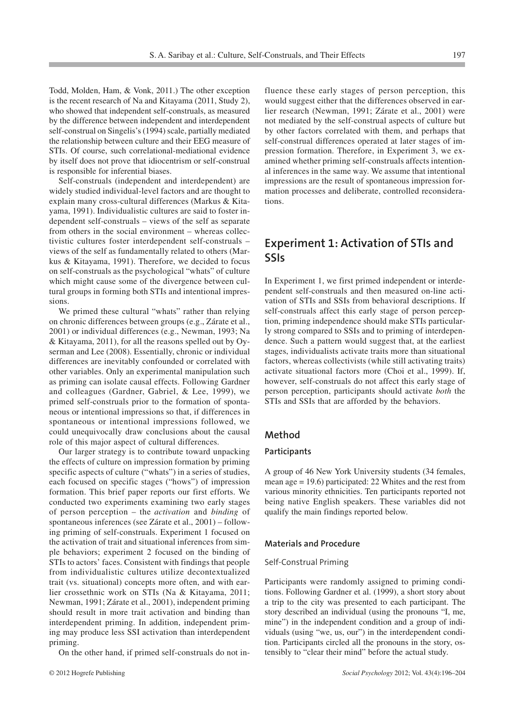Todd, Molden, Ham, & Vonk, 2011.) The other exception is the recent research of Na and Kitayama (2011, Study 2), who showed that independent self-construals, as measured by the difference between independent and interdependent self-construal on Singelis's (1994) scale, partially mediated the relationship between culture and their EEG measure of STIs. Of course, such correlational-mediational evidence by itself does not prove that idiocentrism or self-construal is responsible for inferential biases.

Self-construals (independent and interdependent) are widely studied individual-level factors and are thought to explain many cross-cultural differences (Markus & Kitayama, 1991). Individualistic cultures are said to foster independent self-construals – views of the self as separate from others in the social environment – whereas collectivistic cultures foster interdependent self-construals – views of the self as fundamentally related to others (Markus & Kitayama, 1991). Therefore, we decided to focus on self-construals as the psychological "whats" of culture which might cause some of the divergence between cultural groups in forming both STIs and intentional impressions.

We primed these cultural "whats" rather than relying on chronic differences between groups (e.g., Zárate et al., 2001) or individual differences (e.g., Newman, 1993; Na & Kitayama, 2011), for all the reasons spelled out by Oyserman and Lee (2008). Essentially, chronic or individual differences are inevitably confounded or correlated with other variables. Only an experimental manipulation such as priming can isolate causal effects. Following Gardner and colleagues (Gardner, Gabriel, & Lee, 1999), we primed self-construals prior to the formation of spontaneous or intentional impressions so that, if differences in spontaneous or intentional impressions followed, we could unequivocally draw conclusions about the causal role of this major aspect of cultural differences.

Our larger strategy is to contribute toward unpacking the effects of culture on impression formation by priming specific aspects of culture ("whats") in a series of studies, each focused on specific stages ("hows") of impression formation. This brief paper reports our first efforts. We conducted two experiments examining two early stages of person perception – the *activation* and *binding* of spontaneous inferences (see Zárate et al., 2001) – following priming of self-construals. Experiment 1 focused on the activation of trait and situational inferences from simple behaviors; experiment 2 focused on the binding of STIs to actors' faces. Consistent with findings that people from individualistic cultures utilize decontextualized trait (vs. situational) concepts more often, and with earlier crossethnic work on STIs (Na & Kitayama, 2011; Newman, 1991; Zárate et al., 2001), independent priming should result in more trait activation and binding than interdependent priming. In addition, independent priming may produce less SSI activation than interdependent priming.

On the other hand, if primed self-construals do not influence these early stages of person perception, this would suggest either that the differences observed in earlier research (Newman, 1991; Zárate et al., 2001) were not mediated by the self-construal aspects of culture but by other factors correlated with them, and perhaps that self-construal differences operated at later stages of impression formation. Therefore, in Experiment 3, we examined whether priming self-construals affects intentional inferences in the same way. We assume that intentional impressions are the result of spontaneous impression formation processes and deliberate, controlled reconsiderations.

## Experiment 1: Activation of STIs and SSIs

In Experiment 1, we first primed independent or interdependent self-construals and then measured on-line activation of STIs and SSIs from behavioral descriptions. If self-construals affect this early stage of person perception, priming independence should make STIs particularly strong compared to SSIs and to priming of interdependence. Such a pattern would suggest that, at the earliest stages, individualists activate traits more than situational factors, whereas collectivists (while still activating traits) activate situational factors more (Choi et al., 1999). If, however, self-construals do not affect this early stage of person perception, participants should activate *both* the STIs and SSIs that are afforded by the behaviors.

### Method

#### Participants

A group of 46 New York University students (34 females, mean age = 19.6) participated: 22 Whites and the rest from various minority ethnicities. Ten participants reported not being native English speakers. These variables did not qualify the main findings reported below.

#### Materials and Procedure

##### Self-Construal Priming

Participants were randomly assigned to priming conditions. Following Gardner et al. (1999), a short story about a trip to the city was presented to each participant. The story described an individual (using the pronouns "I, me, mine") in the independent condition and a group of individuals (using "we, us, our") in the interdependent condition. Participants circled all the pronouns in the story, ostensibly to "clear their mind" before the actual study.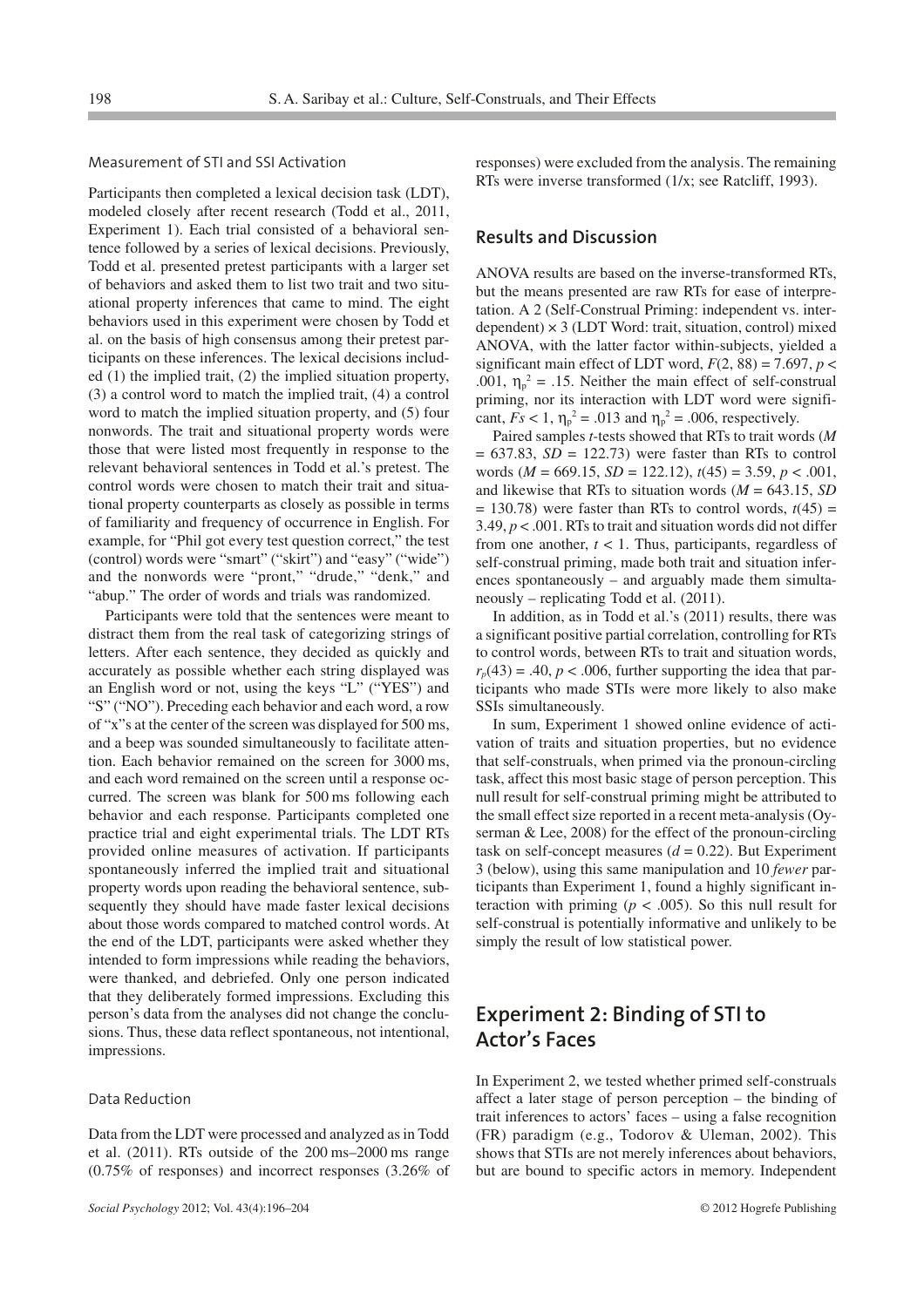### Measurement of STI and SSI Activation

Participants then completed a lexical decision task (LDT), modeled closely after recent research (Todd et al., 2011, Experiment 1). Each trial consisted of a behavioral sentence followed by a series of lexical decisions. Previously, Todd et al. presented pretest participants with a larger set of behaviors and asked them to list two trait and two situational property inferences that came to mind. The eight behaviors used in this experiment were chosen by Todd et al. on the basis of high consensus among their pretest participants on these inferences. The lexical decisions included (1) the implied trait, (2) the implied situation property, (3) a control word to match the implied trait, (4) a control word to match the implied situation property, and (5) four nonwords. The trait and situational property words were those that were listed most frequently in response to the relevant behavioral sentences in Todd et al.'s pretest. The control words were chosen to match their trait and situational property counterparts as closely as possible in terms of familiarity and frequency of occurrence in English. For example, for "Phil got every test question correct," the test (control) words were "smart" ("skirt") and "easy" ("wide") and the nonwords were "pront," "drude," "denk," and "abup." The order of words and trials was randomized.

Participants were told that the sentences were meant to distract them from the real task of categorizing strings of letters. After each sentence, they decided as quickly and accurately as possible whether each string displayed was an English word or not, using the keys "L" ("YES") and "S" ("NO"). Preceding each behavior and each word, a row of "x"s at the center of the screen was displayed for 500 ms, and a beep was sounded simultaneously to facilitate attention. Each behavior remained on the screen for 3000 ms, and each word remained on the screen until a response occurred. The screen was blank for 500 ms following each behavior and each response. Participants completed one practice trial and eight experimental trials. The LDT RTs provided online measures of activation. If participants spontaneously inferred the implied trait and situational property words upon reading the behavioral sentence, subsequently they should have made faster lexical decisions about those words compared to matched control words. At the end of the LDT, participants were asked whether they intended to form impressions while reading the behaviors, were thanked, and debriefed. Only one person indicated that they deliberately formed impressions. Excluding this person's data from the analyses did not change the conclusions. Thus, these data reflect spontaneous, not intentional, impressions.

### Data Reduction

Data from the LDT were processed and analyzed as in Todd et al. (2011). RTs outside of the 200 ms–2000 ms range (0.75% of responses) and incorrect responses (3.26% of responses) were excluded from the analysis. The remaining RTs were inverse transformed (1/x; see Ratcliff, 1993).

## Results and Discussion

ANOVA results are based on the inverse-transformed RTs, but the means presented are raw RTs for ease of interpretation. A 2 (Self-Construal Priming: independent vs. interdependent) × 3 (LDT Word: trait, situation, control) mixed ANOVA, with the latter factor within-subjects, yielded a significant main effect of LDT word, $F(2, 88) = 7.697$, $p < .001$, $\eta_p^2 = .15$. Neither the main effect of self-construal priming, nor its interaction with LDT word were significant, $Fs < 1$, $\eta_p^2 = .013$ and $\eta_p^2 = .006$, respectively.

Paired samples *t*-tests showed that RTs to trait words ($M = 637.83$, $SD = 122.73$) were faster than RTs to control words ($M = 669.15$, $SD = 122.12$), $t(45) = 3.59$, $p < .001$, and likewise that RTs to situation words ($M = 643.15$, $SD = 130.78$) were faster than RTs to control words, $t(45) = 3.49$, $p < .001$. RTs to trait and situation words did not differ from one another, $t < 1$. Thus, participants, regardless of self-construal priming, made both trait and situation inferences spontaneously – and arguably made them simultaneously – replicating Todd et al. (2011).

In addition, as in Todd et al.'s (2011) results, there was a significant positive partial correlation, controlling for RTs to control words, between RTs to trait and situation words, $r_p(43) = .40$, $p < .006$, further supporting the idea that participants who made STIs were more likely to also make SSIs simultaneously.

In sum, Experiment 1 showed online evidence of activation of traits and situation properties, but no evidence that self-construals, when primed via the pronoun-circling task, affect this most basic stage of person perception. This null result for self-construal priming might be attributed to the small effect size reported in a recent meta-analysis (Oyserman & Lee, 2008) for the effect of the pronoun-circling task on self-concept measures ($d = 0.22$). But Experiment 3 (below), using this same manipulation and 10 *fewer* participants than Experiment 1, found a highly significant interaction with priming ($p < .005$). So this null result for self-construal is potentially informative and unlikely to be simply the result of low statistical power.

# Experiment 2: Binding of STI to Actor's Faces

In Experiment 2, we tested whether primed self-construals affect a later stage of person perception – the binding of trait inferences to actors' faces – using a false recognition (FR) paradigm (e.g., Todorov & Uleman, 2002). This shows that STIs are not merely inferences about behaviors, but are bound to specific actors in memory. Independent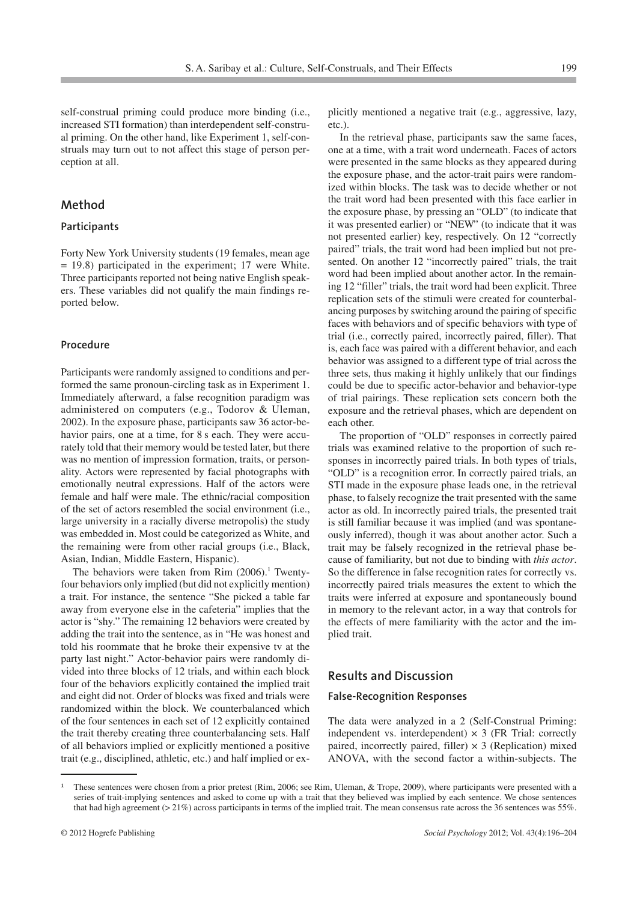self-construal priming could produce more binding (i.e., increased STI formation) than interdependent self-construal priming. On the other hand, like Experiment 1, self-construals may turn out to not affect this stage of person perception at all.

## Method

### Participants

Forty New York University students (19 females, mean age = 19.8) participated in the experiment; 17 were White. Three participants reported not being native English speakers. These variables did not qualify the main findings reported below.

### Procedure

Participants were randomly assigned to conditions and performed the same pronoun-circling task as in Experiment 1. Immediately afterward, a false recognition paradigm was administered on computers (e.g., Todorov & Uleman, 2002). In the exposure phase, participants saw 36 actor-behavior pairs, one at a time, for 8 s each. They were accurately told that their memory would be tested later, but there was no mention of impression formation, traits, or personality. Actors were represented by facial photographs with emotionally neutral expressions. Half of the actors were female and half were male. The ethnic/racial composition of the set of actors resembled the social environment (i.e., large university in a racially diverse metropolis) the study was embedded in. Most could be categorized as White, and the remaining were from other racial groups (i.e., Black, Asian, Indian, Middle Eastern, Hispanic).

The behaviors were taken from Rim (2006).[1] Twenty-four behaviors only implied (but did not explicitly mention) a trait. For instance, the sentence "She picked a table far away from everyone else in the cafeteria" implies that the actor is "shy." The remaining 12 behaviors were created by adding the trait into the sentence, as in "He was honest and told his roommate that he broke their expensive tv at the party last night." Actor-behavior pairs were randomly divided into three blocks of 12 trials, and within each block four of the behaviors explicitly contained the implied trait and eight did not. Order of blocks was fixed and trials were randomized within the block. We counterbalanced which of the four sentences in each set of 12 explicitly contained the trait thereby creating three counterbalancing sets. Half of all behaviors implied or explicitly mentioned a positive trait (e.g., disciplined, athletic, etc.) and half implied or explicitly mentioned a negative trait (e.g., aggressive, lazy, etc.).

In the retrieval phase, participants saw the same faces, one at a time, with a trait word underneath. Faces of actors were presented in the same blocks as they appeared during the exposure phase, and the actor-trait pairs were randomized within blocks. The task was to decide whether or not the trait word had been presented with this face earlier in the exposure phase, by pressing an "OLD" (to indicate that it was presented earlier) or "NEW" (to indicate that it was not presented earlier) key, respectively. On 12 "correctly paired" trials, the trait word had been implied but not presented. On another 12 "incorrectly paired" trials, the trait word had been implied about another actor. In the remaining 12 "filler" trials, the trait word had been explicit. Three replication sets of the stimuli were created for counterbalancing purposes by switching around the pairing of specific faces with behaviors and of specific behaviors with type of trial (i.e., correctly paired, incorrectly paired, filler). That is, each face was paired with a different behavior, and each behavior was assigned to a different type of trial across the three sets, thus making it highly unlikely that our findings could be due to specific actor-behavior and behavior-type of trial pairings. These replication sets concern both the exposure and the retrieval phases, which are dependent on each other.

The proportion of "OLD" responses in correctly paired trials was examined relative to the proportion of such responses in incorrectly paired trials. In both types of trials, "OLD" is a recognition error. In correctly paired trials, an STI made in the exposure phase leads one, in the retrieval phase, to falsely recognize the trait presented with the same actor as old. In incorrectly paired trials, the presented trait is still familiar because it was implied (and was spontaneously inferred), though it was about another actor. Such a trait may be falsely recognized in the retrieval phase because of familiarity, but not due to binding with *this actor*. So the difference in false recognition rates for correctly vs. incorrectly paired trials measures the extent to which the traits were inferred at exposure and spontaneously bound in memory to the relevant actor, in a way that controls for the effects of mere familiarity with the actor and the implied trait.

## Results and Discussion

### False-Recognition Responses

The data were analyzed in a 2 (Self-Construal Priming: independent vs. interdependent) × 3 (FR Trial: correctly paired, incorrectly paired, filler) × 3 (Replication) mixed ANOVA, with the second factor a within-subjects. The

[1] These sentences were chosen from a prior pretest (Rim, 2006; see Rim, Uleman, & Trope, 2009), where participants were presented with a series of trait-implying sentences and asked to come up with a trait that they believed was implied by each sentence. We chose sentences that had high agreement (> 21%) across participants in terms of the implied trait. The mean consensus rate across the 36 sentences was 55%.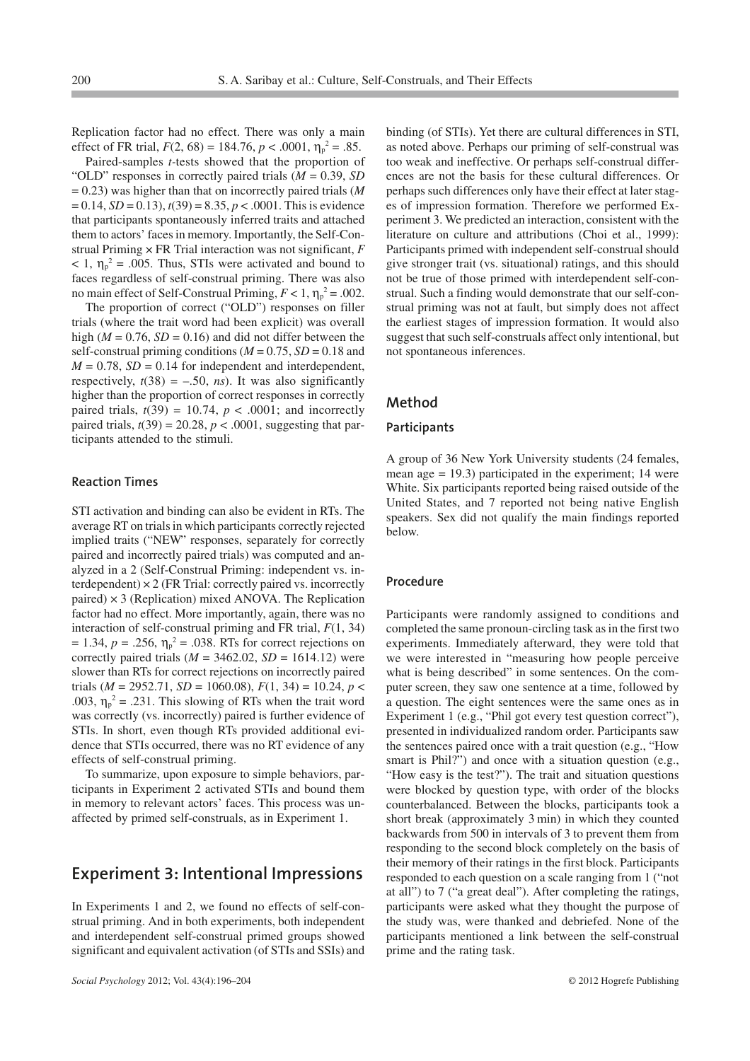Replication factor had no effect. There was only a main effect of FR trial, $F(2, 68) = 184.76$, $p < .0001$, $\eta_p^2 = .85$.

Paired-samples *t*-tests showed that the proportion of "OLD" responses in correctly paired trials ($M = 0.39$, $SD = 0.23$) was higher than that on incorrectly paired trials ($M = 0.14$, $SD = 0.13$), $t(39) = 8.35$, $p < .0001$. This is evidence that participants spontaneously inferred traits and attached them to actors' faces in memory. Importantly, the Self-Construal Priming × FR Trial interaction was not significant, $F < 1$, $\eta_p^2 = .005$. Thus, STIs were activated and bound to faces regardless of self-construal priming. There was also no main effect of Self-Construal Priming, $F < 1$, $\eta_p^2 = .002$.

The proportion of correct ("OLD") responses on filler trials (where the trait word had been explicit) was overall high ($M = 0.76$, $SD = 0.16$) and did not differ between the self-construal priming conditions ($M = 0.75$, $SD = 0.18$ and $M = 0.78$, $SD = 0.14$ for independent and interdependent, respectively, $t(38) = -.50$, *ns*). It was also significantly higher than the proportion of correct responses in correctly paired trials, $t(39) = 10.74$, $p < .0001$; and incorrectly paired trials, $t(39) = 20.28$, $p < .0001$, suggesting that participants attended to the stimuli.

### Reaction Times

STI activation and binding can also be evident in RTs. The average RT on trials in which participants correctly rejected implied traits ("NEW" responses, separately for correctly paired and incorrectly paired trials) was computed and analyzed in a 2 (Self-Construal Priming: independent vs. interdependent) × 2 (FR Trial: correctly paired vs. incorrectly paired) × 3 (Replication) mixed ANOVA. The Replication factor had no effect. More importantly, again, there was no interaction of self-construal priming and FR trial, $F(1, 34) = 1.34$, $p = .256$, $\eta_p^2 = .038$. RTs for correct rejections on correctly paired trials ($M = 3462.02$, $SD = 1614.12$) were slower than RTs for correct rejections on incorrectly paired trials ($M = 2952.71$, $SD = 1060.08$), $F(1, 34) = 10.24$, $p < .003$, $\eta_p^2 = .231$. This slowing of RTs when the trait word was correctly (vs. incorrectly) paired is further evidence of STIs. In short, even though RTs provided additional evidence that STIs occurred, there was no RT evidence of any effects of self-construal priming.

To summarize, upon exposure to simple behaviors, participants in Experiment 2 activated STIs and bound them in memory to relevant actors' faces. This process was unaffected by primed self-construals, as in Experiment 1.

## Experiment 3: Intentional Impressions

In Experiments 1 and 2, we found no effects of self-construal priming. And in both experiments, both independent and interdependent self-construal primed groups showed significant and equivalent activation (of STIs and SSIs) and binding (of STIs). Yet there are cultural differences in STI, as noted above. Perhaps our priming of self-construal was too weak and ineffective. Or perhaps self-construal differences are not the basis for these cultural differences. Or perhaps such differences only have their effect at later stages of impression formation. Therefore we performed Experiment 3. We predicted an interaction, consistent with the literature on culture and attributions (Choi et al., 1999): Participants primed with independent self-construal should give stronger trait (vs. situational) ratings, and this should not be true of those primed with interdependent self-construal. Such a finding would demonstrate that our self-construal priming was not at fault, but simply does not affect the earliest stages of impression formation. It would also suggest that such self-construals affect only intentional, but not spontaneous inferences.

## Method

### Participants

A group of 36 New York University students (24 females, mean age = 19.3) participated in the experiment; 14 were White. Six participants reported being raised outside of the United States, and 7 reported not being native English speakers. Sex did not qualify the main findings reported below.

### Procedure

Participants were randomly assigned to conditions and completed the same pronoun-circling task as in the first two experiments. Immediately afterward, they were told that we were interested in "measuring how people perceive what is being described" in some sentences. On the computer screen, they saw one sentence at a time, followed by a question. The eight sentences were the same ones as in Experiment 1 (e.g., "Phil got every test question correct"), presented in individualized random order. Participants saw the sentences paired once with a trait question (e.g., "How smart is Phil?") and once with a situation question (e.g., "How easy is the test?"). The trait and situation questions were blocked by question type, with order of the blocks counterbalanced. Between the blocks, participants took a short break (approximately 3 min) in which they counted backwards from 500 in intervals of 3 to prevent them from responding to the second block completely on the basis of their memory of their ratings in the first block. Participants responded to each question on a scale ranging from 1 ("not at all") to 7 ("a great deal"). After completing the ratings, participants were asked what they thought the purpose of the study was, were thanked and debriefed. None of the participants mentioned a link between the self-construal prime and the rating task.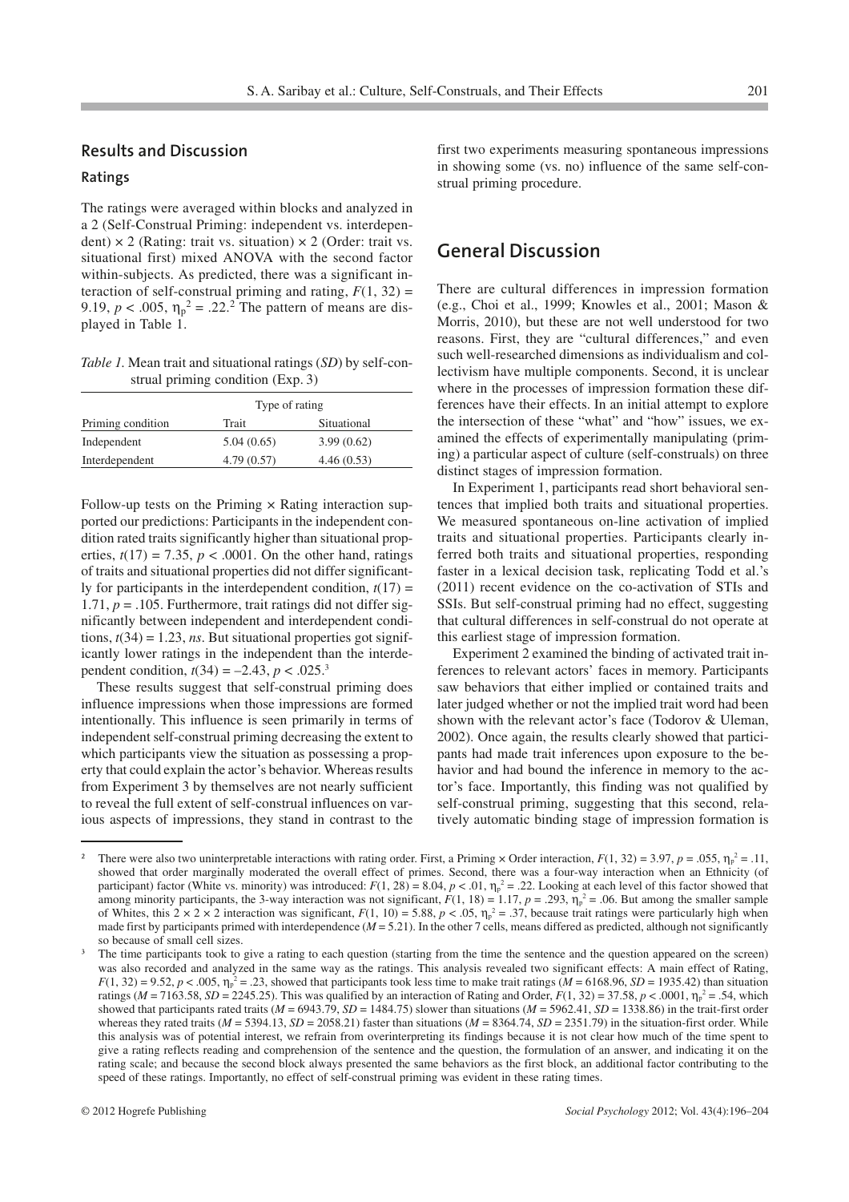## Results and Discussion

### Ratings

The ratings were averaged within blocks and analyzed in a 2 (Self-Construal Priming: independent vs. interdependent) × 2 (Rating: trait vs. situation) × 2 (Order: trait vs. situational first) mixed ANOVA with the second factor within-subjects. As predicted, there was a significant interaction of self-construal priming and rating, $F(1, 32) = 9.19$, $p < .005$, $\eta_p^2 = .22$.[2] The pattern of means are displayed in Table 1.

*Table 1.* Mean trait and situational ratings (*SD*) by self-construal priming condition (Exp. 3)

| | Type of rating | |
|---|---|---|
| Priming condition | Trait | Situational |
| Independent | 5.04 (0.65) | 3.99 (0.62) |
| Interdependent | 4.79 (0.57) | 4.46 (0.53) |

Follow-up tests on the Priming × Rating interaction supported our predictions: Participants in the independent condition rated traits significantly higher than situational properties, $t(17) = 7.35$, $p < .0001$. On the other hand, ratings of traits and situational properties did not differ significantly for participants in the interdependent condition, $t(17) = 1.71$, $p = .105$. Furthermore, trait ratings did not differ significantly between independent and interdependent conditions, $t(34) = 1.23$, *ns*. But situational properties got significantly lower ratings in the independent than the interdependent condition, $t(34) = -2.43$, $p < .025$.[3]

These results suggest that self-construal priming does influence impressions when those impressions are formed intentionally. This influence is seen primarily in terms of independent self-construal priming decreasing the extent to which participants view the situation as possessing a property that could explain the actor's behavior. Whereas results from Experiment 3 by themselves are not nearly sufficient to reveal the full extent of self-construal influences on various aspects of impressions, they stand in contrast to the first two experiments measuring spontaneous impressions in showing some (vs. no) influence of the same self-construal priming procedure.

# General Discussion

There are cultural differences in impression formation (e.g., Choi et al., 1999; Knowles et al., 2001; Mason & Morris, 2010), but these are not well understood for two reasons. First, they are "cultural differences," and even such well-researched dimensions as individualism and collectivism have multiple components. Second, it is unclear where in the processes of impression formation these differences have their effects. In an initial attempt to explore the intersection of these "what" and "how" issues, we examined the effects of experimentally manipulating (priming) a particular aspect of culture (self-construals) on three distinct stages of impression formation.

In Experiment 1, participants read short behavioral sentences that implied both traits and situational properties. We measured spontaneous on-line activation of implied traits and situational properties. Participants clearly inferred both traits and situational properties, responding faster in a lexical decision task, replicating Todd et al.'s (2011) recent evidence on the co-activation of STIs and SSIs. But self-construal priming had no effect, suggesting that cultural differences in self-construal do not operate at this earliest stage of impression formation.

Experiment 2 examined the binding of activated trait inferences to relevant actors' faces in memory. Participants saw behaviors that either implied or contained traits and later judged whether or not the implied trait word had been shown with the relevant actor's face (Todorov & Uleman, 2002). Once again, the results clearly showed that participants had made trait inferences upon exposure to the behavior and had bound the inference in memory to the actor's face. Importantly, this finding was not qualified by self-construal priming, suggesting that this second, relatively automatic binding stage of impression formation is

---

[2] There were also two uninterpretable interactions with rating order. First, a Priming × Order interaction, $F(1, 32) = 3.97$, $p = .055$, $\eta_p^2 = .11$, showed that order marginally moderated the overall effect of primes. Second, there was a four-way interaction when an Ethnicity (of participant) factor (White vs. minority) was introduced: $F(1, 28) = 8.04$, $p < .01$, $\eta_p^2 = .22$. Looking at each level of this factor showed that among minority participants, the 3-way interaction was not significant, $F(1, 18) = 1.17$, $p = .293$, $\eta_p^2 = .06$. But among the smaller sample of Whites, this 2 × 2 × 2 interaction was significant, $F(1, 10) = 5.88$, $p < .05$, $\eta_p^2 = .37$, because trait ratings were particularly high when made first by participants primed with interdependence ($M = 5.21$). In the other 7 cells, means differed as predicted, although not significantly so because of small cell sizes.

[3] The time participants took to give a rating to each question (starting from the time the sentence and the question appeared on the screen) was also recorded and analyzed in the same way as the ratings. This analysis revealed two significant effects: A main effect of Rating, $F(1, 32) = 9.52$, $p < .005$, $\eta_p^2 = .23$, showed that participants took less time to make trait ratings ($M = 6168.96$, $SD = 1935.42$) than situation ratings ($M = 7163.58$, $SD = 2245.25$). This was qualified by an interaction of Rating and Order, $F(1, 32) = 37.58$, $p < .0001$, $\eta_p^2 = .54$, which showed that participants rated traits ($M = 6943.79$, $SD = 1484.75$) slower than situations ($M = 5962.41$, $SD = 1338.86$) in the trait-first order whereas they rated traits ($M = 5394.13$, $SD = 2058.21$) faster than situations ($M = 8364.74$, $SD = 2351.79$) in the situation-first order. While this analysis was of potential interest, we refrain from overinterpreting its findings because it is not clear how much of the time spent to give a rating reflects reading and comprehension of the sentence and the question, the formulation of an answer, and indicating it on the rating scale; and because the second block always presented the same behaviors as the first block, an additional factor contributing to the speed of these ratings. Importantly, no effect of self-construal priming was evident in these rating times.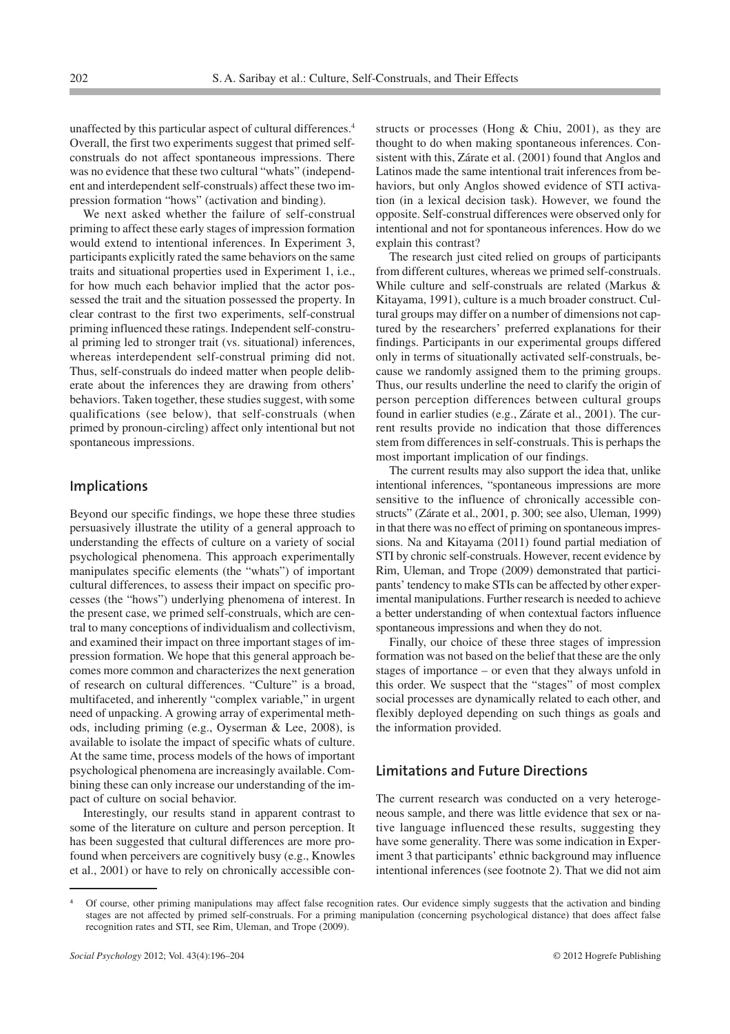unaffected by this particular aspect of cultural differences.[4] Overall, the first two experiments suggest that primed self-construals do not affect spontaneous impressions. There was no evidence that these two cultural "whats" (independent and interdependent self-construals) affect these two impression formation "hows" (activation and binding).

We next asked whether the failure of self-construal priming to affect these early stages of impression formation would extend to intentional inferences. In Experiment 3, participants explicitly rated the same behaviors on the same traits and situational properties used in Experiment 1, i.e., for how much each behavior implied that the actor possessed the trait and the situation possessed the property. In clear contrast to the first two experiments, self-construal priming influenced these ratings. Independent self-construal priming led to stronger trait (vs. situational) inferences, whereas interdependent self-construal priming did not. Thus, self-construals do indeed matter when people deliberate about the inferences they are drawing from others' behaviors. Taken together, these studies suggest, with some qualifications (see below), that self-construals (when primed by pronoun-circling) affect only intentional but not spontaneous impressions.

## Implications

Beyond our specific findings, we hope these three studies persuasively illustrate the utility of a general approach to understanding the effects of culture on a variety of social psychological phenomena. This approach experimentally manipulates specific elements (the "whats") of important cultural differences, to assess their impact on specific processes (the "hows") underlying phenomena of interest. In the present case, we primed self-construals, which are central to many conceptions of individualism and collectivism, and examined their impact on three important stages of impression formation. We hope that this general approach becomes more common and characterizes the next generation of research on cultural differences. "Culture" is a broad, multifaceted, and inherently "complex variable," in urgent need of unpacking. A growing array of experimental methods, including priming (e.g., Oyserman & Lee, 2008), is available to isolate the impact of specific whats of culture. At the same time, process models of the hows of important psychological phenomena are increasingly available. Combining these can only increase our understanding of the impact of culture on social behavior.

Interestingly, our results stand in apparent contrast to some of the literature on culture and person perception. It has been suggested that cultural differences are more profound when perceivers are cognitively busy (e.g., Knowles et al., 2001) or have to rely on chronically accessible constructs or processes (Hong & Chiu, 2001), as they are thought to do when making spontaneous inferences. Consistent with this, Zárate et al. (2001) found that Anglos and Latinos made the same intentional trait inferences from behaviors, but only Anglos showed evidence of STI activation (in a lexical decision task). However, we found the opposite. Self-construal differences were observed only for intentional and not for spontaneous inferences. How do we explain this contrast?

The research just cited relied on groups of participants from different cultures, whereas we primed self-construals. While culture and self-construals are related (Markus & Kitayama, 1991), culture is a much broader construct. Cultural groups may differ on a number of dimensions not captured by the researchers' preferred explanations for their findings. Participants in our experimental groups differed only in terms of situationally activated self-construals, because we randomly assigned them to the priming groups. Thus, our results underline the need to clarify the origin of person perception differences between cultural groups found in earlier studies (e.g., Zárate et al., 2001). The current results provide no indication that those differences stem from differences in self-construals. This is perhaps the most important implication of our findings.

The current results may also support the idea that, unlike intentional inferences, "spontaneous impressions are more sensitive to the influence of chronically accessible constructs" (Zárate et al., 2001, p. 300; see also, Uleman, 1999) in that there was no effect of priming on spontaneous impressions. Na and Kitayama (2011) found partial mediation of STI by chronic self-construals. However, recent evidence by Rim, Uleman, and Trope (2009) demonstrated that participants' tendency to make STIs can be affected by other experimental manipulations. Further research is needed to achieve a better understanding of when contextual factors influence spontaneous impressions and when they do not.

Finally, our choice of these three stages of impression formation was not based on the belief that these are the only stages of importance – or even that they always unfold in this order. We suspect that the "stages" of most complex social processes are dynamically related to each other, and flexibly deployed depending on such things as goals and the information provided.

## Limitations and Future Directions

The current research was conducted on a very heterogeneous sample, and there was little evidence that sex or native language influenced these results, suggesting they have some generality. There was some indication in Experiment 3 that participants' ethnic background may influence intentional inferences (see footnote 2). That we did not aim

[4] Of course, other priming manipulations may affect false recognition rates. Our evidence simply suggests that the activation and binding stages are not affected by primed self-construals. For a priming manipulation (concerning psychological distance) that does affect false recognition rates and STI, see Rim, Uleman, and Trope (2009).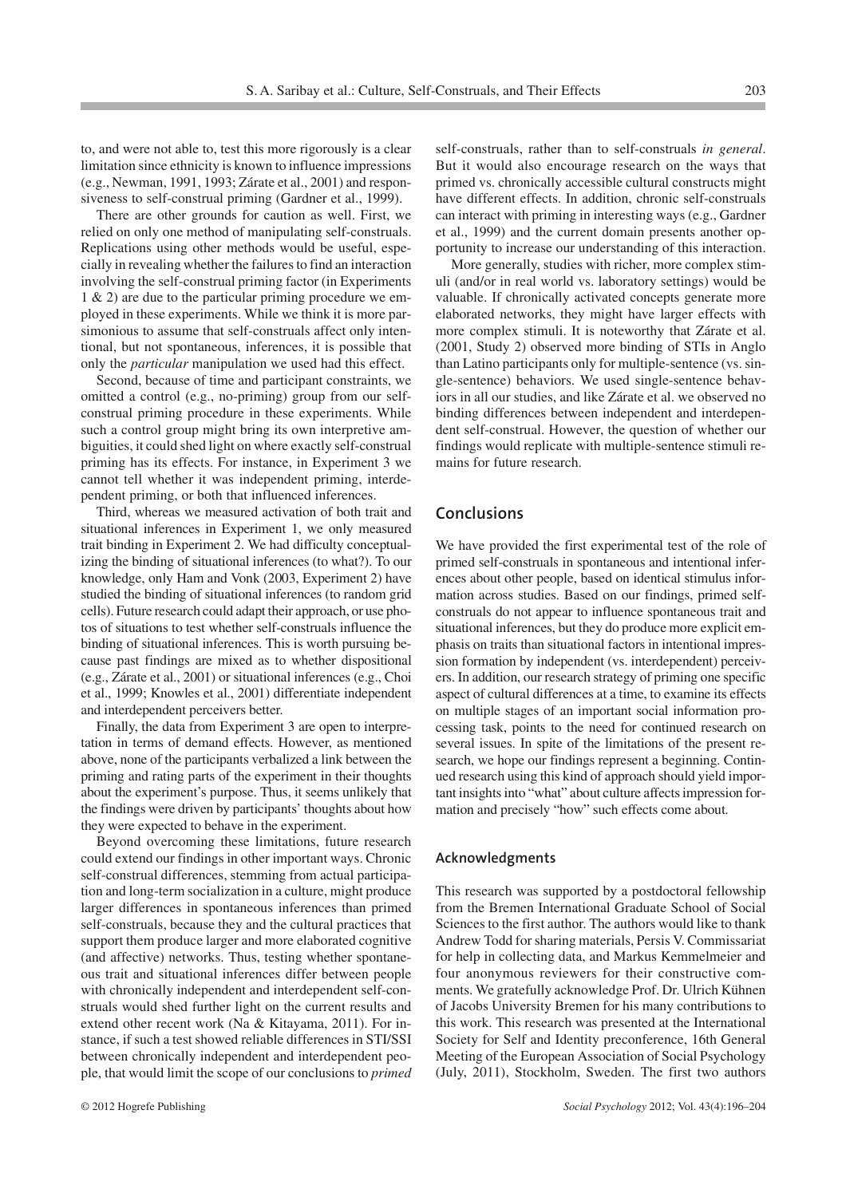to, and were not able to, test this more rigorously is a clear limitation since ethnicity is known to influence impressions (e.g., Newman, 1991, 1993; Zárate et al., 2001) and responsiveness to self-construal priming (Gardner et al., 1999).

There are other grounds for caution as well. First, we relied on only one method of manipulating self-construals. Replications using other methods would be useful, especially in revealing whether the failures to find an interaction involving the self-construal priming factor (in Experiments 1 & 2) are due to the particular priming procedure we employed in these experiments. While we think it is more parsimonious to assume that self-construals affect only intentional, but not spontaneous, inferences, it is possible that only the *particular* manipulation we used had this effect.

Second, because of time and participant constraints, we omitted a control (e.g., no-priming) group from our self-construal priming procedure in these experiments. While such a control group might bring its own interpretive ambiguities, it could shed light on where exactly self-construal priming has its effects. For instance, in Experiment 3 we cannot tell whether it was independent priming, interdependent priming, or both that influenced inferences.

Third, whereas we measured activation of both trait and situational inferences in Experiment 1, we only measured trait binding in Experiment 2. We had difficulty conceptualizing the binding of situational inferences (to what?). To our knowledge, only Ham and Vonk (2003, Experiment 2) have studied the binding of situational inferences (to random grid cells). Future research could adapt their approach, or use photos of situations to test whether self-construals influence the binding of situational inferences. This is worth pursuing because past findings are mixed as to whether dispositional (e.g., Zárate et al., 2001) or situational inferences (e.g., Choi et al., 1999; Knowles et al., 2001) differentiate independent and interdependent perceivers better.

Finally, the data from Experiment 3 are open to interpretation in terms of demand effects. However, as mentioned above, none of the participants verbalized a link between the priming and rating parts of the experiment in their thoughts about the experiment's purpose. Thus, it seems unlikely that the findings were driven by participants' thoughts about how they were expected to behave in the experiment.

Beyond overcoming these limitations, future research could extend our findings in other important ways. Chronic self-construal differences, stemming from actual participation and long-term socialization in a culture, might produce larger differences in spontaneous inferences than primed self-construals, because they and the cultural practices that support them produce larger and more elaborated cognitive (and affective) networks. Thus, testing whether spontaneous trait and situational inferences differ between people with chronically independent and interdependent self-construals would shed further light on the current results and extend other recent work (Na & Kitayama, 2011). For instance, if such a test showed reliable differences in STI/SSI between chronically independent and interdependent people, that would limit the scope of our conclusions to *primed* self-construals, rather than to self-construals *in general*. But it would also encourage research on the ways that primed vs. chronically accessible cultural constructs might have different effects. In addition, chronic self-construals can interact with priming in interesting ways (e.g., Gardner et al., 1999) and the current domain presents another opportunity to increase our understanding of this interaction.

More generally, studies with richer, more complex stimuli (and/or in real world vs. laboratory settings) would be valuable. If chronically activated concepts generate more elaborated networks, they might have larger effects with more complex stimuli. It is noteworthy that Zárate et al. (2001, Study 2) observed more binding of STIs in Anglo than Latino participants only for multiple-sentence (vs. single-sentence) behaviors. We used single-sentence behaviors in all our studies, and like Zárate et al. we observed no binding differences between independent and interdependent self-construal. However, the question of whether our findings would replicate with multiple-sentence stimuli remains for future research.

## Conclusions

We have provided the first experimental test of the role of primed self-construals in spontaneous and intentional inferences about other people, based on identical stimulus information across studies. Based on our findings, primed self-construals do not appear to influence spontaneous trait and situational inferences, but they do produce more explicit emphasis on traits than situational factors in intentional impression formation by independent (vs. interdependent) perceivers. In addition, our research strategy of priming one specific aspect of cultural differences at a time, to examine its effects on multiple stages of an important social information processing task, points to the need for continued research on several issues. In spite of the limitations of the present research, we hope our findings represent a beginning. Continued research using this kind of approach should yield important insights into "what" about culture affects impression formation and precisely "how" such effects come about.

### Acknowledgments

This research was supported by a postdoctoral fellowship from the Bremen International Graduate School of Social Sciences to the first author. The authors would like to thank Andrew Todd for sharing materials, Persis V. Commissariat for help in collecting data, and Markus Kemmelmeier and four anonymous reviewers for their constructive comments. We gratefully acknowledge Prof. Dr. Ulrich Kühnen of Jacobs University Bremen for his many contributions to this work. This research was presented at the International Society for Self and Identity preconference, 16th General Meeting of the European Association of Social Psychology (July, 2011), Stockholm, Sweden. The first two authors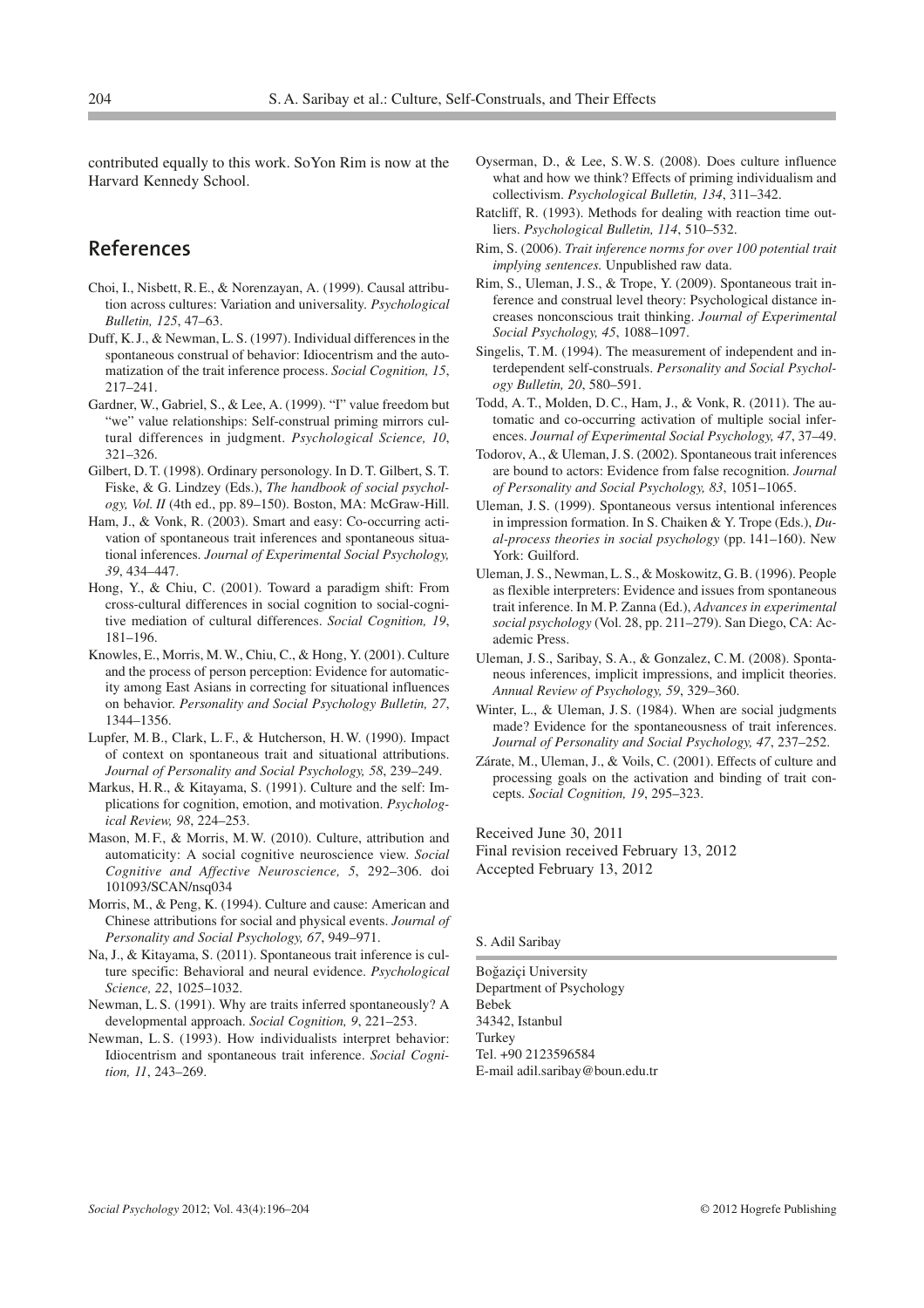contributed equally to this work. SoYon Rim is now at the Harvard Kennedy School.

## References

Choi, I., Nisbett, R. E., & Norenzayan, A. (1999). Causal attribution across cultures: Variation and universality. *Psychological Bulletin, 125*, 47–63.

Duff, K. J., & Newman, L. S. (1997). Individual differences in the spontaneous construal of behavior: Idiocentrism and the automatization of the trait inference process. *Social Cognition, 15*, 217–241.

Gardner, W., Gabriel, S., & Lee, A. (1999). "I" value freedom but "we" value relationships: Self-construal priming mirrors cultural differences in judgment. *Psychological Science, 10*, 321–326.

Gilbert, D. T. (1998). Ordinary personology. In D. T. Gilbert, S. T. Fiske, & G. Lindzey (Eds.), *The handbook of social psychology, Vol. II* (4th ed., pp. 89–150). Boston, MA: McGraw-Hill.

Ham, J., & Vonk, R. (2003). Smart and easy: Co-occurring activation of spontaneous trait inferences and spontaneous situational inferences. *Journal of Experimental Social Psychology, 39*, 434–447.

Hong, Y., & Chiu, C. (2001). Toward a paradigm shift: From cross-cultural differences in social cognition to social-cognitive mediation of cultural differences. *Social Cognition, 19*, 181–196.

Knowles, E., Morris, M. W., Chiu, C., & Hong, Y. (2001). Culture and the process of person perception: Evidence for automaticity among East Asians in correcting for situational influences on behavior. *Personality and Social Psychology Bulletin, 27*, 1344–1356.

Lupfer, M. B., Clark, L. F., & Hutcherson, H. W. (1990). Impact of context on spontaneous trait and situational attributions. *Journal of Personality and Social Psychology, 58*, 239–249.

Markus, H. R., & Kitayama, S. (1991). Culture and the self: Implications for cognition, emotion, and motivation. *Psychological Review, 98*, 224–253.

Mason, M. F., & Morris, M. W. (2010). Culture, attribution and automaticity: A social cognitive neuroscience view. *Social Cognitive and Affective Neuroscience, 5*, 292–306. doi 101093/SCAN/nsq034

Morris, M., & Peng, K. (1994). Culture and cause: American and Chinese attributions for social and physical events. *Journal of Personality and Social Psychology, 67*, 949–971.

Na, J., & Kitayama, S. (2011). Spontaneous trait inference is culture specific: Behavioral and neural evidence. *Psychological Science, 22*, 1025–1032.

Newman, L. S. (1991). Why are traits inferred spontaneously? A developmental approach. *Social Cognition, 9*, 221–253.

Newman, L. S. (1993). How individualists interpret behavior: Idiocentrism and spontaneous trait inference. *Social Cognition, 11*, 243–269.

Oyserman, D., & Lee, S. W. S. (2008). Does culture influence what and how we think? Effects of priming individualism and collectivism. *Psychological Bulletin, 134*, 311–342.

Ratcliff, R. (1993). Methods for dealing with reaction time outliers. *Psychological Bulletin, 114*, 510–532.

Rim, S. (2006). *Trait inference norms for over 100 potential trait implying sentences*. Unpublished raw data.

Rim, S., Uleman, J. S., & Trope, Y. (2009). Spontaneous trait inference and construal level theory: Psychological distance increases nonconscious trait thinking. *Journal of Experimental Social Psychology, 45*, 1088–1097.

Singelis, T. M. (1994). The measurement of independent and interdependent self-construals. *Personality and Social Psychology Bulletin, 20*, 580–591.

Todd, A. T., Molden, D. C., Ham, J., & Vonk, R. (2011). The automatic and co-occurring activation of multiple social inferences. *Journal of Experimental Social Psychology, 47*, 37–49.

Todorov, A., & Uleman, J. S. (2002). Spontaneous trait inferences are bound to actors: Evidence from false recognition. *Journal of Personality and Social Psychology, 83*, 1051–1065.

Uleman, J. S. (1999). Spontaneous versus intentional inferences in impression formation. In S. Chaiken & Y. Trope (Eds.), *Dual-process theories in social psychology* (pp. 141–160). New York: Guilford.

Uleman, J. S., Newman, L. S., & Moskowitz, G. B. (1996). People as flexible interpreters: Evidence and issues from spontaneous trait inference. In M. P. Zanna (Ed.), *Advances in experimental social psychology* (Vol. 28, pp. 211–279). San Diego, CA: Academic Press.

Uleman, J. S., Saribay, S. A., & Gonzalez, C. M. (2008). Spontaneous inferences, implicit impressions, and implicit theories. *Annual Review of Psychology, 59*, 329–360.

Winter, L., & Uleman, J. S. (1984). When are social judgments made? Evidence for the spontaneousness of trait inferences. *Journal of Personality and Social Psychology, 47*, 237–252.

Zárate, M., Uleman, J., & Voils, C. (2001). Effects of culture and processing goals on the activation and binding of trait concepts. *Social Cognition, 19*, 295–323.

Received June 30, 2011
Final revision received February 13, 2012
Accepted February 13, 2012

S. Adil Saribay

Boğaziçi University
Department of Psychology
Bebek
34342, Istanbul
Turkey
Tel. +90 2123596584
E-mail adil.saribay@boun.edu.tr